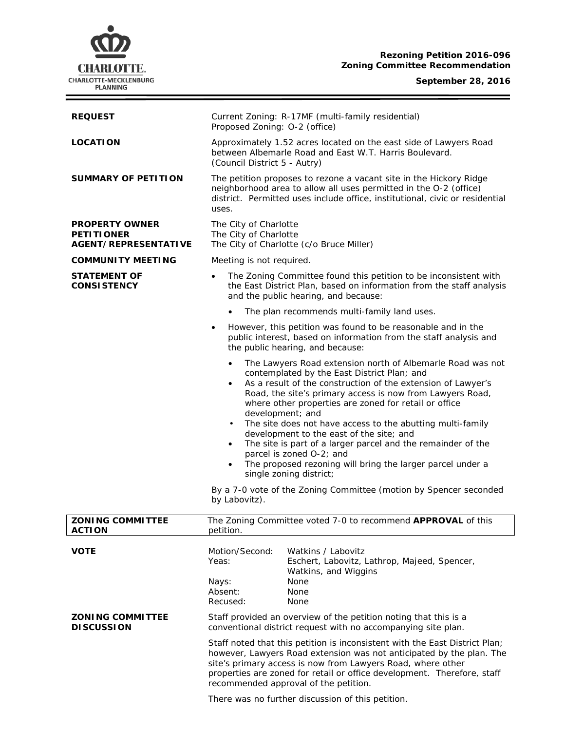**Rezoning Petition 2016-096**
**Zoning Committee Recommendation**

**September 28, 2016**

| | |
|---|---|
| **REQUEST** | Current Zoning: R-17MF (multi-family residential)<br>Proposed Zoning: O-2 (office) |
| **LOCATION** | Approximately 1.52 acres located on the east side of Lawyers Road between Albemarle Road and East W.T. Harris Boulevard.<br>(Council District 5 - Autry) |
| **SUMMARY OF PETITION** | The petition proposes to rezone a vacant site in the Hickory Ridge neighborhood area to allow all uses permitted in the O-2 (office) district. Permitted uses include office, institutional, civic or residential uses. |
| **PROPERTY OWNER**<br>**PETITIONER**<br>**AGENT/REPRESENTATIVE** | The City of Charlotte<br>The City of Charlotte<br>The City of Charlotte (c/o Bruce Miller) |
| **COMMUNITY MEETING** | Meeting is not required. |

**STATEMENT OF CONSISTENCY**

- The Zoning Committee found this petition to be inconsistent with the East District Plan, based on information from the staff analysis and the public hearing, and because:
  - The plan recommends multi-family land uses.
- However, this petition was found to be reasonable and in the public interest, based on information from the staff analysis and the public hearing, and because:
  - The Lawyers Road extension north of Albemarle Road was not contemplated by the East District Plan; and
  - As a result of the construction of the extension of Lawyer's Road, the site's primary access is now from Lawyers Road, where other properties are zoned for retail or office development; and
  - The site does not have access to the abutting multi-family development to the east of the site; and
  - The site is part of a larger parcel and the remainder of the parcel is zoned O-2; and
  - The proposed rezoning will bring the larger parcel under a single zoning district;

By a 7-0 vote of the Zoning Committee (motion by Spencer seconded by Labovitz).

**ZONING COMMITTEE ACTION**

The Zoning Committee voted 7-0 to recommend **APPROVAL** of this petition.

**VOTE**

| | |
|---|---|
| Motion/Second: | Watkins / Labovitz |
| Yeas: | Eschert, Labovitz, Lathrop, Majeed, Spencer, Watkins, and Wiggins |
| Nays: | None |
| Absent: | None |
| Recused: | None |

**ZONING COMMITTEE DISCUSSION**

Staff provided an overview of the petition noting that this is a conventional district request with no accompanying site plan.

Staff noted that this petition is inconsistent with the East District Plan; however, Lawyers Road extension was not anticipated by the plan. The site's primary access is now from Lawyers Road, where other properties are zoned for retail or office development. Therefore, staff recommended approval of the petition.

There was no further discussion of this petition.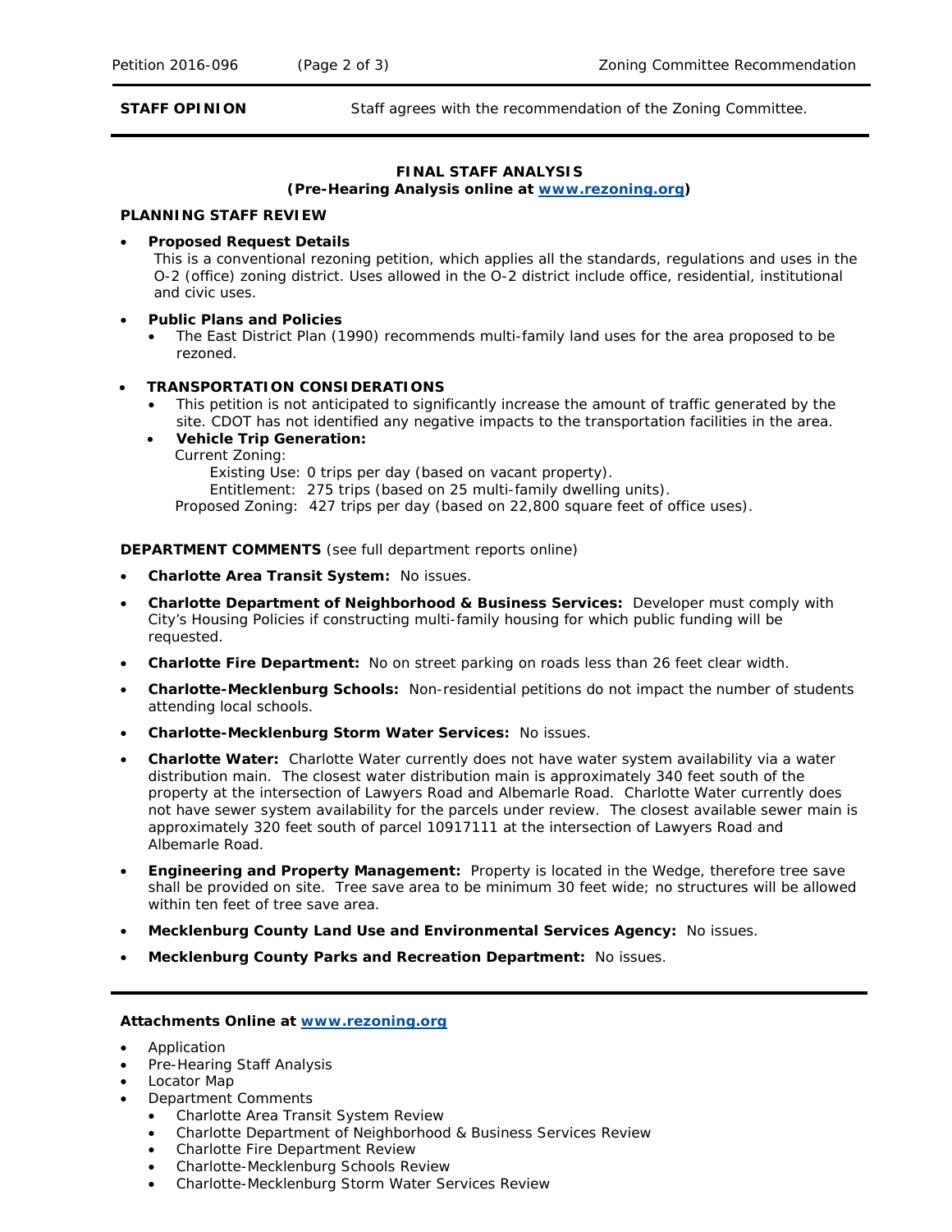**STAFF OPINION** Staff agrees with the recommendation of the Zoning Committee.

**FINAL STAFF ANALYSIS**
**(Pre-Hearing Analysis online at [www.rezoning.org](www.rezoning.org))**

**PLANNING STAFF REVIEW**

- **Proposed Request Details**
  This is a conventional rezoning petition, which applies all the standards, regulations and uses in the O-2 (office) zoning district. Uses allowed in the O-2 district include office, residential, institutional and civic uses.

- **Public Plans and Policies**
  - The East District Plan (1990) recommends multi-family land uses for the area proposed to be rezoned.

- **TRANSPORTATION CONSIDERATIONS**
  - This petition is not anticipated to significantly increase the amount of traffic generated by the site. CDOT has not identified any negative impacts to the transportation facilities in the area.
  - **Vehicle Trip Generation:**
    Current Zoning:
    Existing Use: 0 trips per day (based on vacant property).
    Entitlement: 275 trips (based on 25 multi-family dwelling units).
    Proposed Zoning: 427 trips per day (based on 22,800 square feet of office uses).

**DEPARTMENT COMMENTS** (see full department reports online)

- **Charlotte Area Transit System:** No issues.
- **Charlotte Department of Neighborhood & Business Services:** Developer must comply with City's Housing Policies if constructing multi-family housing for which public funding will be requested.
- **Charlotte Fire Department:** No on street parking on roads less than 26 feet clear width.
- **Charlotte-Mecklenburg Schools:** Non-residential petitions do not impact the number of students attending local schools.
- **Charlotte-Mecklenburg Storm Water Services:** No issues.
- **Charlotte Water:** Charlotte Water currently does not have water system availability via a water distribution main. The closest water distribution main is approximately 340 feet south of the property at the intersection of Lawyers Road and Albemarle Road. Charlotte Water currently does not have sewer system availability for the parcels under review. The closest available sewer main is approximately 320 feet south of parcel 10917111 at the intersection of Lawyers Road and Albemarle Road.
- **Engineering and Property Management:** Property is located in the Wedge, therefore tree save shall be provided on site. Tree save area to be minimum 30 feet wide; no structures will be allowed within ten feet of tree save area.
- **Mecklenburg County Land Use and Environmental Services Agency:** No issues.
- **Mecklenburg County Parks and Recreation Department:** No issues.

**Attachments Online at [www.rezoning.org](www.rezoning.org)**

- Application
- Pre-Hearing Staff Analysis
- Locator Map
- Department Comments
  - Charlotte Area Transit System Review
  - Charlotte Department of Neighborhood & Business Services Review
  - Charlotte Fire Department Review
  - Charlotte-Mecklenburg Schools Review
  - Charlotte-Mecklenburg Storm Water Services Review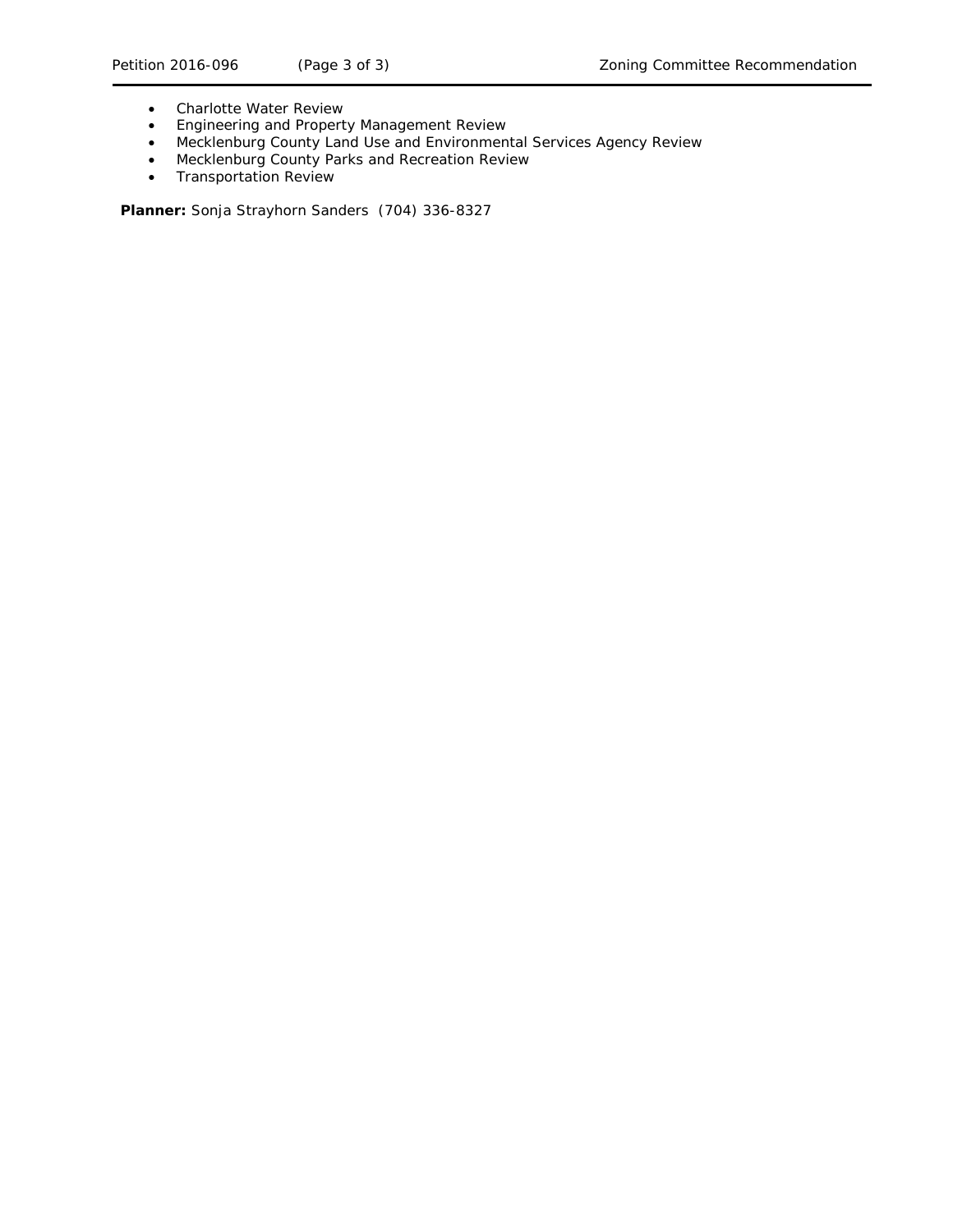- Charlotte Water Review
- Engineering and Property Management Review
- Mecklenburg County Land Use and Environmental Services Agency Review
- Mecklenburg County Parks and Recreation Review
- Transportation Review

**Planner:** Sonja Strayhorn Sanders (704) 336-8327